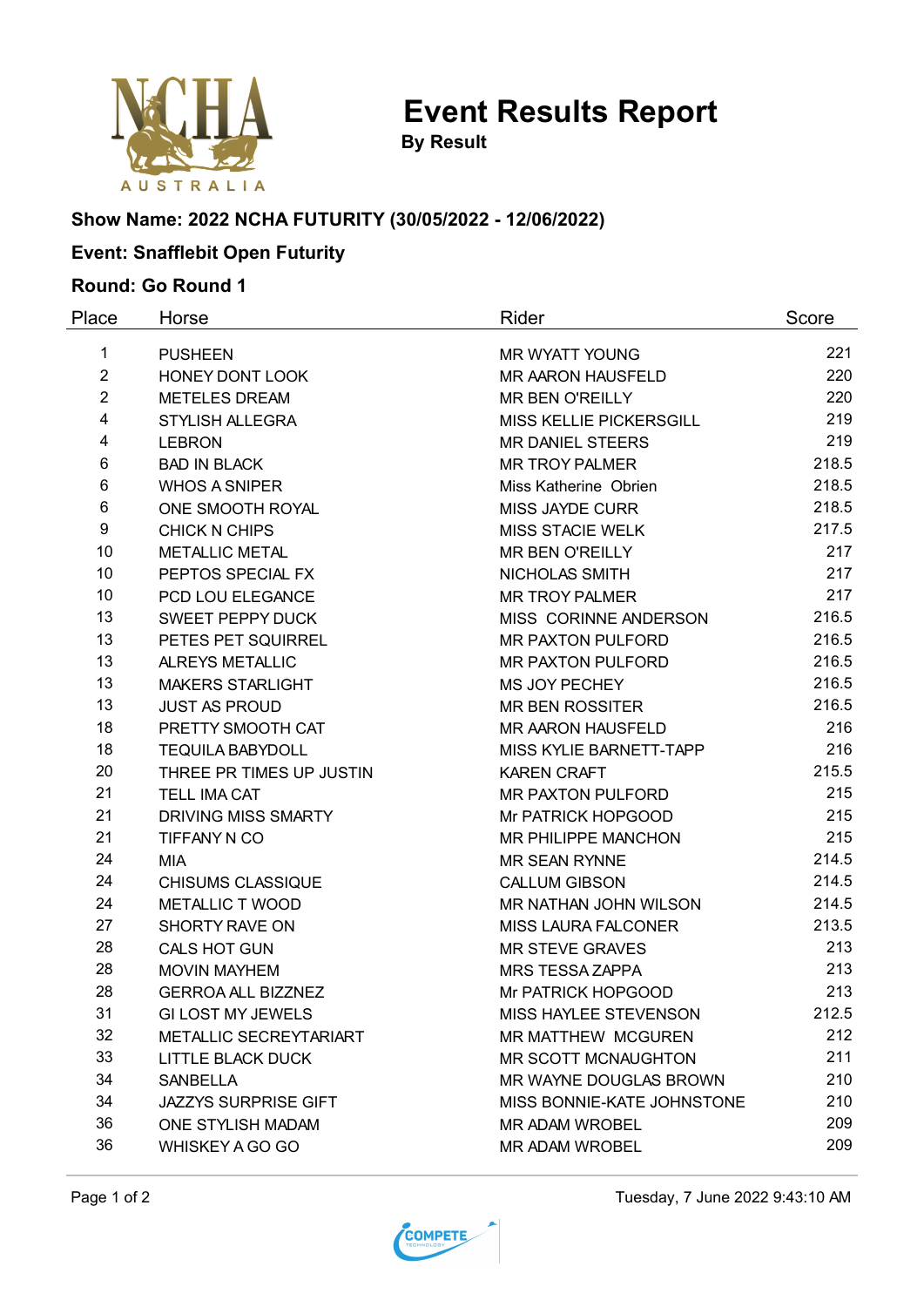# Event Results Report

**By Result**

**Show Name: 2022 NCHA FUTURITY (30/05/2022 - 12/06/2022)**

**Event: Snafflebit Open Futurity**

**Round: Go Round 1**

| Place | Horse | Rider | Score |
|---|---|---|---|
| 1 | PUSHEEN | MR WYATT YOUNG | 221 |
| 2 | HONEY DONT LOOK | MR AARON HAUSFELD | 220 |
| 2 | METELES DREAM | MR BEN O'REILLY | 220 |
| 4 | STYLISH ALLEGRA | MISS KELLIE PICKERSGILL | 219 |
| 4 | LEBRON | MR DANIEL STEERS | 219 |
| 6 | BAD IN BLACK | MR TROY PALMER | 218.5 |
| 6 | WHOS A SNIPER | Miss Katherine Obrien | 218.5 |
| 6 | ONE SMOOTH ROYAL | MISS JAYDE CURR | 218.5 |
| 9 | CHICK N CHIPS | MISS STACIE WELK | 217.5 |
| 10 | METALLIC METAL | MR BEN O'REILLY | 217 |
| 10 | PEPTOS SPECIAL FX | NICHOLAS SMITH | 217 |
| 10 | PCD LOU ELEGANCE | MR TROY PALMER | 217 |
| 13 | SWEET PEPPY DUCK | MISS CORINNE ANDERSON | 216.5 |
| 13 | PETES PET SQUIRREL | MR PAXTON PULFORD | 216.5 |
| 13 | ALREYS METALLIC | MR PAXTON PULFORD | 216.5 |
| 13 | MAKERS STARLIGHT | MS JOY PECHEY | 216.5 |
| 13 | JUST AS PROUD | MR BEN ROSSITER | 216.5 |
| 18 | PRETTY SMOOTH CAT | MR AARON HAUSFELD | 216 |
| 18 | TEQUILA BABYDOLL | MISS KYLIE BARNETT-TAPP | 216 |
| 20 | THREE PR TIMES UP JUSTIN | KAREN CRAFT | 215.5 |
| 21 | TELL IMA CAT | MR PAXTON PULFORD | 215 |
| 21 | DRIVING MISS SMARTY | Mr PATRICK HOPGOOD | 215 |
| 21 | TIFFANY N CO | MR PHILIPPE MANCHON | 215 |
| 24 | MIA | MR SEAN RYNNE | 214.5 |
| 24 | CHISUMS CLASSIQUE | CALLUM GIBSON | 214.5 |
| 24 | METALLIC T WOOD | MR NATHAN JOHN WILSON | 214.5 |
| 27 | SHORTY RAVE ON | MISS LAURA FALCONER | 213.5 |
| 28 | CALS HOT GUN | MR STEVE GRAVES | 213 |
| 28 | MOVIN MAYHEM | MRS TESSA ZAPPA | 213 |
| 28 | GERROA ALL BIZZNEZ | Mr PATRICK HOPGOOD | 213 |
| 31 | GI LOST MY JEWELS | MISS HAYLEE STEVENSON | 212.5 |
| 32 | METALLIC SECREYTARIART | MR MATTHEW MCGUREN | 212 |
| 33 | LITTLE BLACK DUCK | MR SCOTT MCNAUGHTON | 211 |
| 34 | SANBELLA | MR WAYNE DOUGLAS BROWN | 210 |
| 34 | JAZZYS SURPRISE GIFT | MISS BONNIE-KATE JOHNSTONE | 210 |
| 36 | ONE STYLISH MADAM | MR ADAM WROBEL | 209 |
| 36 | WHISKEY A GO GO | MR ADAM WROBEL | 209 |

Tuesday, 7 June 2022 9:43:10 AM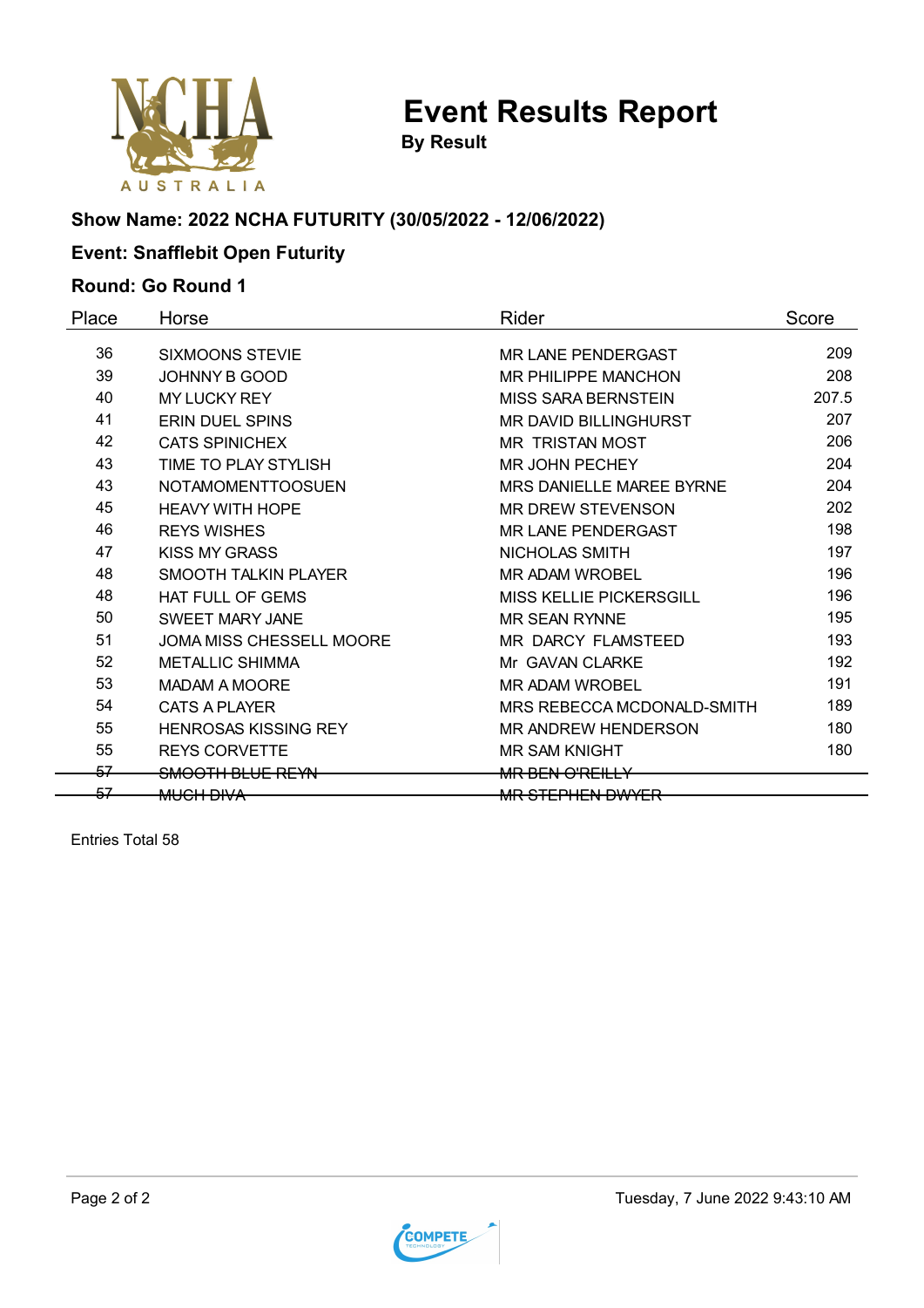# Event Results Report

**By Result**

### Show Name: 2022 NCHA FUTURITY (30/05/2022 - 12/06/2022)

### Event: Snafflebit Open Futurity

### Round: Go Round 1

| Place | Horse | Rider | Score |
|---|---|---|---|
| 36 | SIXMOONS STEVIE | MR LANE PENDERGAST | 209 |
| 39 | JOHNNY B GOOD | MR PHILIPPE MANCHON | 208 |
| 40 | MY LUCKY REY | MISS SARA BERNSTEIN | 207.5 |
| 41 | ERIN DUEL SPINS | MR DAVID BILLINGHURST | 207 |
| 42 | CATS SPINICHEX | MR TRISTAN MOST | 206 |
| 43 | TIME TO PLAY STYLISH | MR JOHN PECHEY | 204 |
| 43 | NOTAMOMENTTOOSUEN | MRS DANIELLE MAREE BYRNE | 204 |
| 45 | HEAVY WITH HOPE | MR DREW STEVENSON | 202 |
| 46 | REYS WISHES | MR LANE PENDERGAST | 198 |
| 47 | KISS MY GRASS | NICHOLAS SMITH | 197 |
| 48 | SMOOTH TALKIN PLAYER | MR ADAM WROBEL | 196 |
| 48 | HAT FULL OF GEMS | MISS KELLIE PICKERSGILL | 196 |
| 50 | SWEET MARY JANE | MR SEAN RYNNE | 195 |
| 51 | JOMA MISS CHESSELL MOORE | MR DARCY FLAMSTEED | 193 |
| 52 | METALLIC SHIMMA | Mr GAVAN CLARKE | 192 |
| 53 | MADAM A MOORE | MR ADAM WROBEL | 191 |
| 54 | CATS A PLAYER | MRS REBECCA MCDONALD-SMITH | 189 |
| 55 | HENROSAS KISSING REY | MR ANDREW HENDERSON | 180 |
| 55 | REYS CORVETTE | MR SAM KNIGHT | 180 |
| ~~57~~ | ~~SMOOTH BLUE REYN~~ | ~~MR BEN O'REILLY~~ | |
| ~~57~~ | ~~MUCH DIVA~~ | ~~MR STEPHEN DWYER~~ | |

Entries Total 58

Tuesday, 7 June 2022 9:43:10 AM